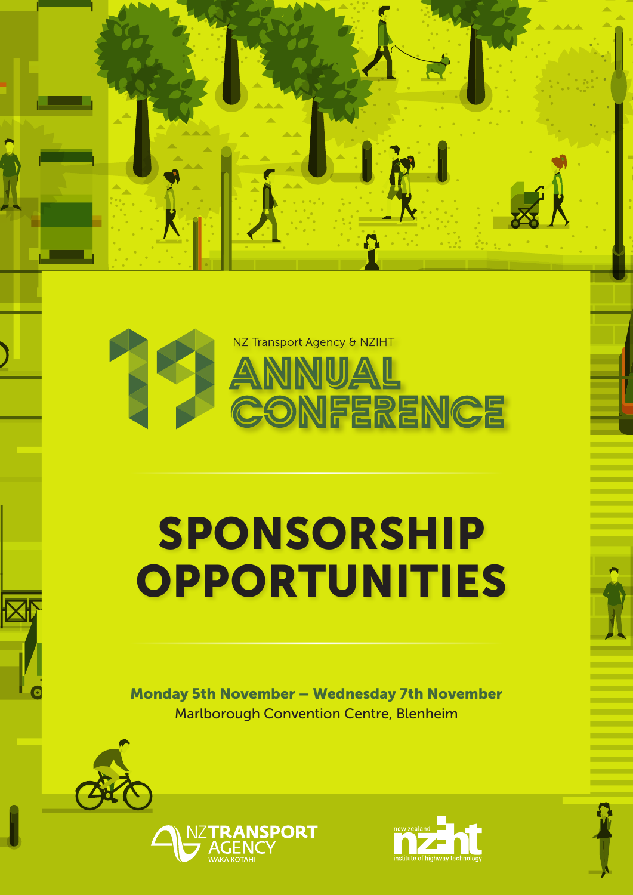# 19

NZ Transport Agency & NZIHT

# ANNUAL CONFERENCE

# SPONSORSHIP OPPORTUNITIES

**Monday 5th November – Wednesday 7th November**

Marlborough Convention Centre, Blenheim

NZ TRANSPORT AGENCY
WAKA KOTAHI

new zealand
nziht
institute of highway technology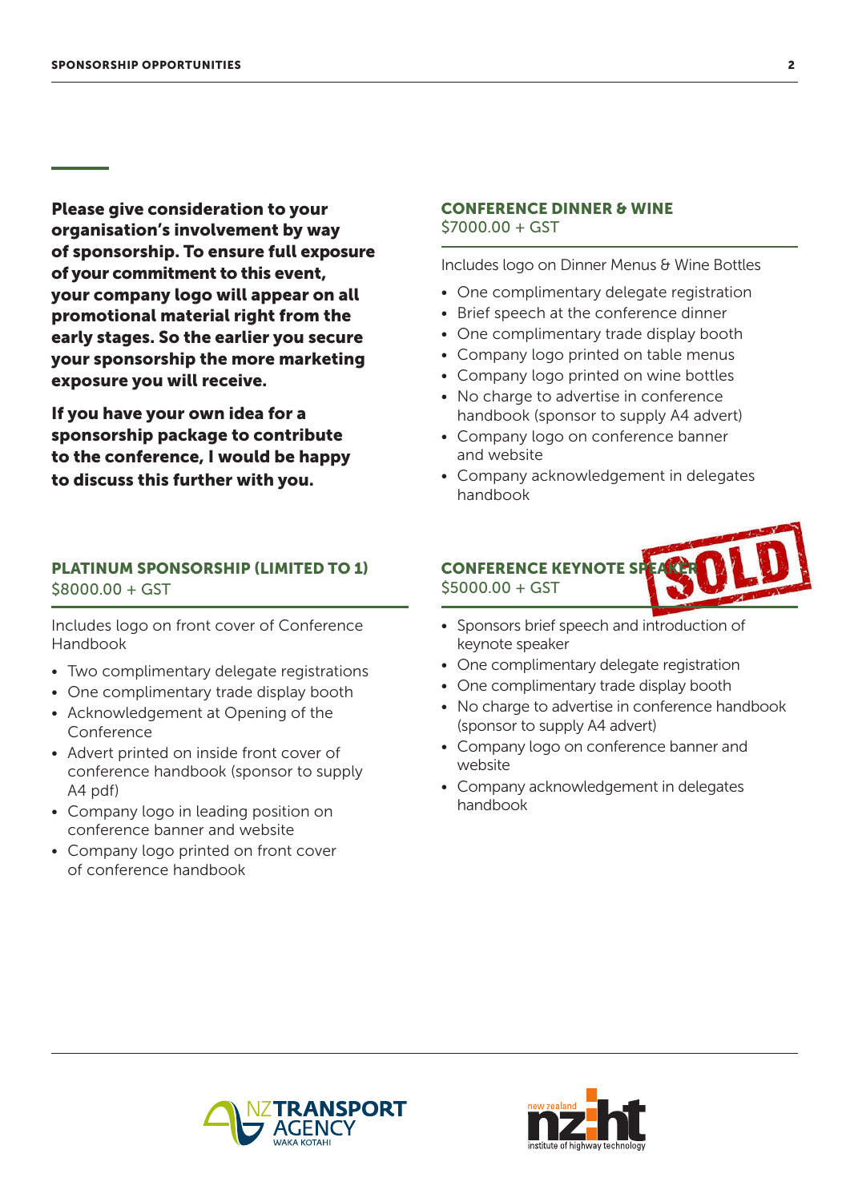**Please give consideration to your organisation's involvement by way of sponsorship. To ensure full exposure of your commitment to this event, your company logo will appear on all promotional material right from the early stages. So the earlier you secure your sponsorship the more marketing exposure you will receive.**

**If you have your own idea for a sponsorship package to contribute to the conference, I would be happy to discuss this further with you.**

### PLATINUM SPONSORSHIP (LIMITED TO 1)
$8000.00 + GST

Includes logo on front cover of Conference Handbook

- Two complimentary delegate registrations
- One complimentary trade display booth
- Acknowledgement at Opening of the Conference
- Advert printed on inside front cover of conference handbook (sponsor to supply A4 pdf)
- Company logo in leading position on conference banner and website
- Company logo printed on front cover of conference handbook

### CONFERENCE DINNER & WINE
$7000.00 + GST

Includes logo on Dinner Menus & Wine Bottles

- One complimentary delegate registration
- Brief speech at the conference dinner
- One complimentary trade display booth
- Company logo printed on table menus
- Company logo printed on wine bottles
- No charge to advertise in conference handbook (sponsor to supply A4 advert)
- Company logo on conference banner and website
- Company acknowledgement in delegates handbook

### CONFERENCE KEYNOTE SPEAKER
$5000.00 + GST

SOLD

- Sponsors brief speech and introduction of keynote speaker
- One complimentary delegate registration
- One complimentary trade display booth
- No charge to advertise in conference handbook (sponsor to supply A4 advert)
- Company logo on conference banner and website
- Company acknowledgement in delegates handbook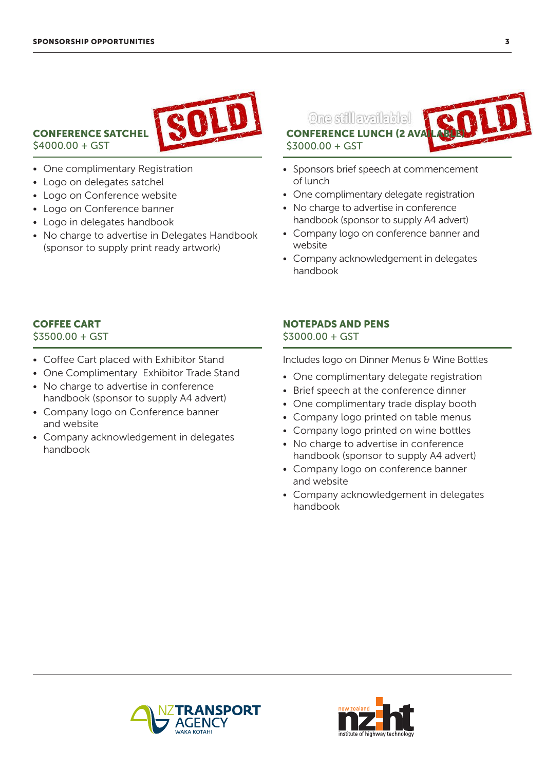## CONFERENCE SATCHEL

SOLD

$4000.00 + GST

- One complimentary Registration
- Logo on delegates satchel
- Logo on Conference website
- Logo on Conference banner
- Logo in delegates handbook
- No charge to advertise in Delegates Handbook (sponsor to supply print ready artwork)

## CONFERENCE LUNCH (2 AVAILABLE)

One still available!

SOLD

$3000.00 + GST

- Sponsors brief speech at commencement of lunch
- One complimentary delegate registration
- No charge to advertise in conference handbook (sponsor to supply A4 advert)
- Company logo on conference banner and website
- Company acknowledgement in delegates handbook

## COFFEE CART

$3500.00 + GST

- Coffee Cart placed with Exhibitor Stand
- One Complimentary Exhibitor Trade Stand
- No charge to advertise in conference handbook (sponsor to supply A4 advert)
- Company logo on Conference banner and website
- Company acknowledgement in delegates handbook

## NOTEPADS AND PENS

$3000.00 + GST

Includes logo on Dinner Menus & Wine Bottles

- One complimentary delegate registration
- Brief speech at the conference dinner
- One complimentary trade display booth
- Company logo printed on table menus
- Company logo printed on wine bottles
- No charge to advertise in conference handbook (sponsor to supply A4 advert)
- Company logo on conference banner and website
- Company acknowledgement in delegates handbook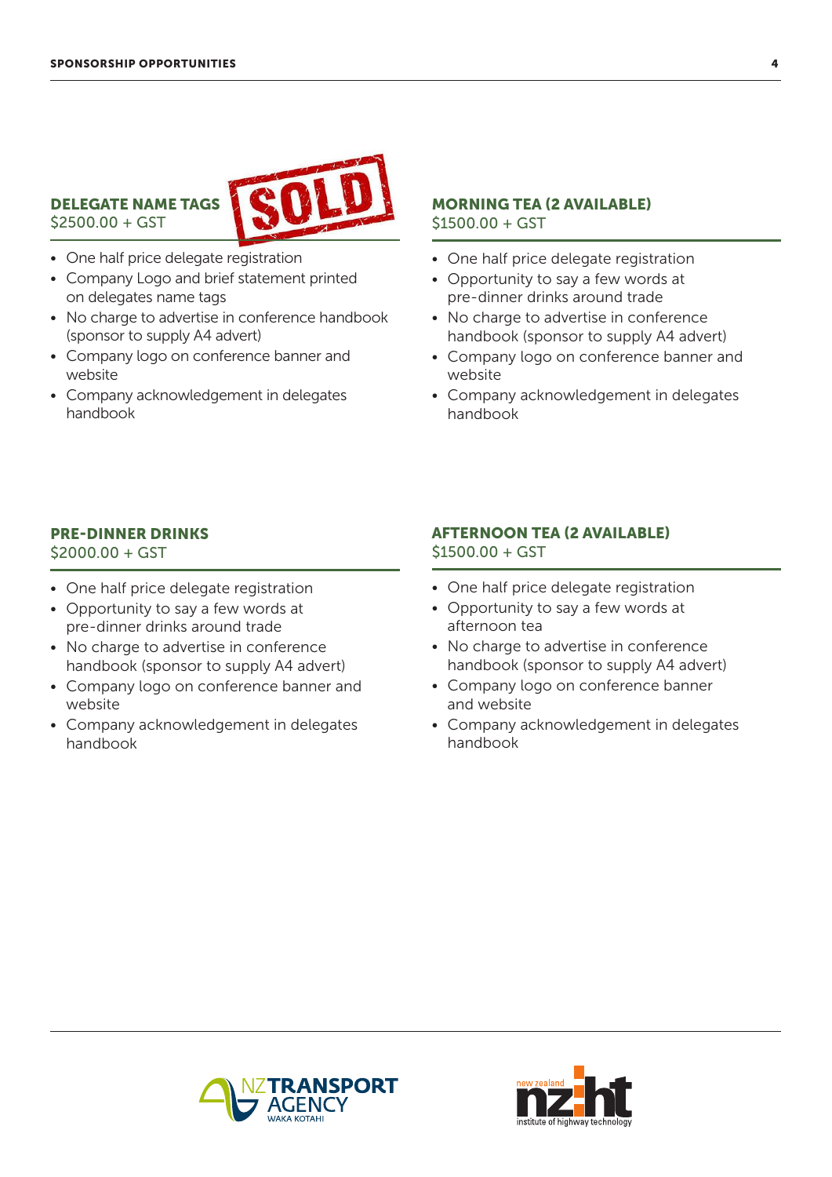## DELEGATE NAME TAGS

SOLD

$2500.00 + GST

- One half price delegate registration
- Company Logo and brief statement printed on delegates name tags
- No charge to advertise in conference handbook (sponsor to supply A4 advert)
- Company logo on conference banner and website
- Company acknowledgement in delegates handbook

## MORNING TEA (2 AVAILABLE)

$1500.00 + GST

- One half price delegate registration
- Opportunity to say a few words at pre-dinner drinks around trade
- No charge to advertise in conference handbook (sponsor to supply A4 advert)
- Company logo on conference banner and website
- Company acknowledgement in delegates handbook

## PRE-DINNER DRINKS

$2000.00 + GST

- One half price delegate registration
- Opportunity to say a few words at pre-dinner drinks around trade
- No charge to advertise in conference handbook (sponsor to supply A4 advert)
- Company logo on conference banner and website
- Company acknowledgement in delegates handbook

## AFTERNOON TEA (2 AVAILABLE)

$1500.00 + GST

- One half price delegate registration
- Opportunity to say a few words at afternoon tea
- No charge to advertise in conference handbook (sponsor to supply A4 advert)
- Company logo on conference banner and website
- Company acknowledgement in delegates handbook

NZ TRANSPORT AGENCY WAKA KOTAHI

new zealand nzIHT institute of highway technology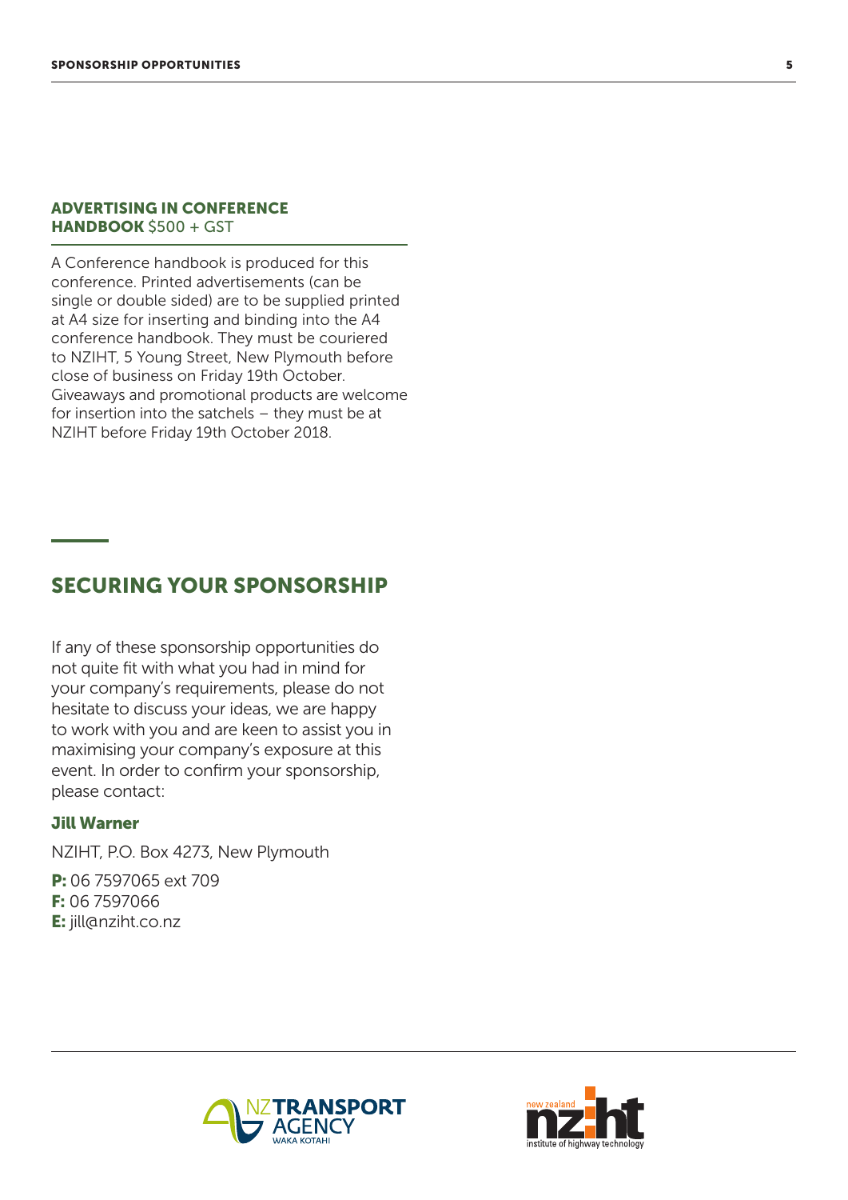### ADVERTISING IN CONFERENCE HANDBOOK $500 + GST

A Conference handbook is produced for this conference. Printed advertisements (can be single or double sided) are to be supplied printed at A4 size for inserting and binding into the A4 conference handbook. They must be couriered to NZIHT, 5 Young Street, New Plymouth before close of business on Friday 19th October. Giveaways and promotional products are welcome for insertion into the satchels – they must be at NZIHT before Friday 19th October 2018.

## SECURING YOUR SPONSORSHIP

If any of these sponsorship opportunities do not quite fit with what you had in mind for your company's requirements, please do not hesitate to discuss your ideas, we are happy to work with you and are keen to assist you in maximising your company's exposure at this event. In order to confirm your sponsorship, please contact:

**Jill Warner**

NZIHT, P.O. Box 4273, New Plymouth

**P:** 06 7597065 ext 709
**F:** 06 7597066
**E:** jill@nziht.co.nz